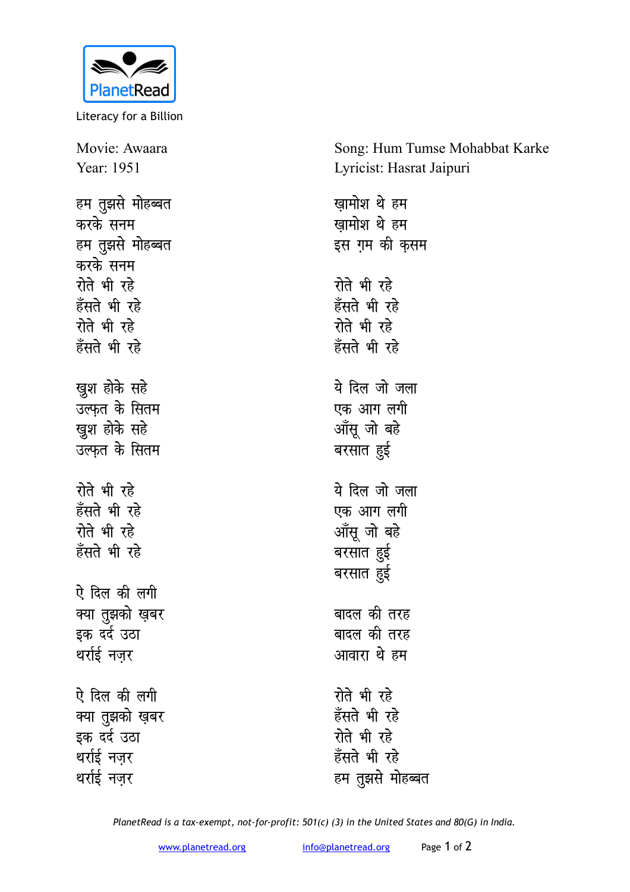PlanetRead

Literacy for a Billion

Movie: Awaara
Year: 1951

Song: Hum Tumse Mohabbat Karke
Lyricist: Hasrat Jaipuri

हम तुझसे मोहब्बत
करके सनम
हम तुझसे मोहब्बत
करके सनम
रोते भी रहे
हँसते भी रहे
रोते भी रहे
हँसते भी रहे

खुश होके सहे
उल्फ़त के सितम
खुश होके सहे
उल्फ़त के सितम

रोते भी रहे
हँसते भी रहे
रोते भी रहे
हँसते भी रहे

ऐ दिल की लगी
क्या तुझको ख़बर
इक दर्द उठा
थर्राई नज़र

ऐ दिल की लगी
क्या तुझको ख़बर
इक दर्द उठा
थर्राई नज़र
थर्राई नज़र

ख़ामोश थे हम
ख़ामोश थे हम
इस ग़म की क़सम

रोते भी रहे
हँसते भी रहे
रोते भी रहे
हँसते भी रहे

ये दिल जो जला
एक आग लगी
आँसू जो बहे
बरसात हुई

ये दिल जो जला
एक आग लगी
आँसू जो बहे
बरसात हुई
बरसात हुई

बादल की तरह
बादल की तरह
आवारा थे हम

रोते भी रहे
हँसते भी रहे
रोते भी रहे
हँसते भी रहे
हम तुझसे मोहब्बत

*PlanetRead is a tax-exempt, not-for-profit: 501(c) (3) in the United States and 80(G) in India.*

www.planetread.org info@planetread.org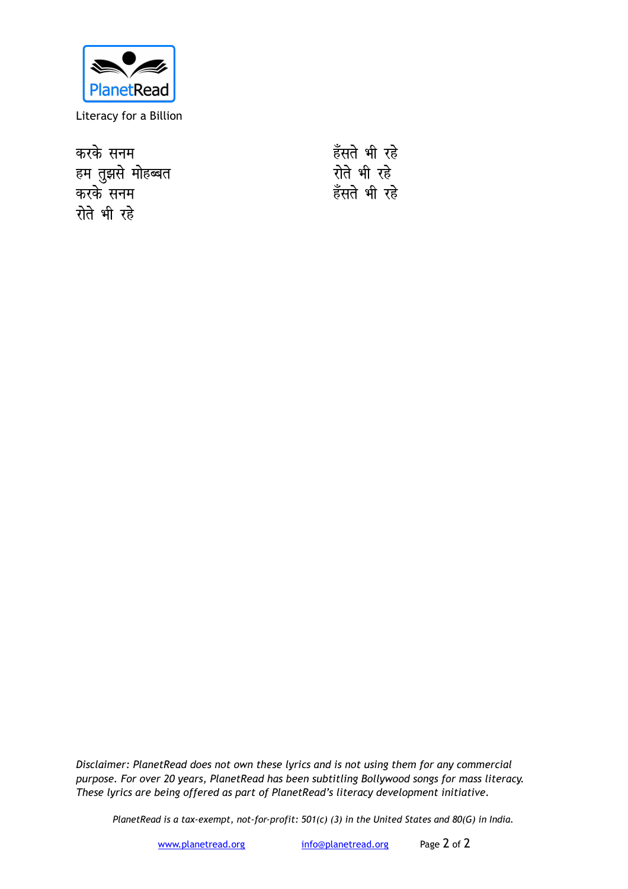Literacy for a Billion

करके सनम
हम तुझसे मोहब्बत
करके सनम
रोते भी रहे

हँसते भी रहे
रोते भी रहे
हँसते भी रहे

*Disclaimer: PlanetRead does not own these lyrics and is not using them for any commercial purpose. For over 20 years, PlanetRead has been subtitling Bollywood songs for mass literacy. These lyrics are being offered as part of PlanetRead's literacy development initiative.*

*PlanetRead is a tax-exempt, not-for-profit: 501(c) (3) in the United States and 80(G) in India.*

www.planetread.org info@planetread.org